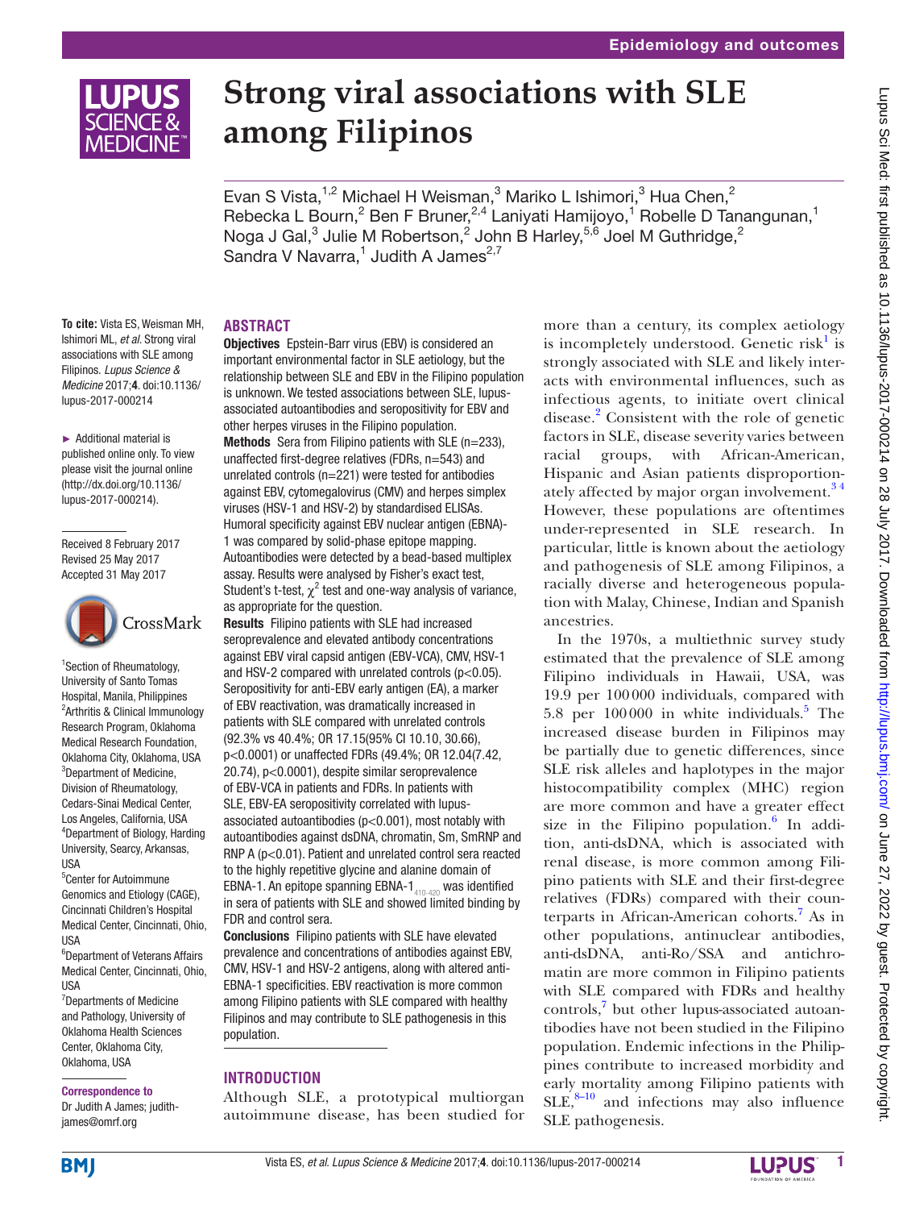Epidemiology and outcomes

# Strong viral associations with SLE among Filipinos

Evan S Vista,[1,2] Michael H Weisman,[3] Mariko L Ishimori,[3] Hua Chen,[2] Rebecka L Bourn,[2] Ben F Bruner,[2,4] Laniyati Hamijoyo,[1] Robelle D Tanangunan,[1] Noga J Gal,[3] Julie M Robertson,[2] John B Harley,[5,6] Joel M Guthridge,[2] Sandra V Navarra,[1] Judith A James[2,7]

**To cite:** Vista ES, Weisman MH, Ishimori ML, *et al*. Strong viral associations with SLE among Filipinos. *Lupus Science & Medicine* 2017;**4**. doi:10.1136/lupus-2017-000214

► Additional material is published online only. To view please visit the journal online (http://dx.doi.org/10.1136/lupus-2017-000214).

Received 8 February 2017
Revised 25 May 2017
Accepted 31 May 2017

[1]Section of Rheumatology, University of Santo Tomas Hospital, Manila, Philippines
[2]Arthritis & Clinical Immunology Research Program, Oklahoma Medical Research Foundation, Oklahoma City, Oklahoma, USA
[3]Department of Medicine, Division of Rheumatology, Cedars-Sinai Medical Center, Los Angeles, California, USA
[4]Department of Biology, Harding University, Searcy, Arkansas, USA
[5]Center for Autoimmune Genomics and Etiology (CAGE), Cincinnati Children's Hospital Medical Center, Cincinnati, Ohio, USA
[6]Department of Veterans Affairs Medical Center, Cincinnati, Ohio, USA
[7]Departments of Medicine and Pathology, University of Oklahoma Health Sciences Center, Oklahoma City, Oklahoma, USA

**Correspondence to**
Dr Judith A James; judith-james@omrf.org

## ABSTRACT

**Objectives** Epstein-Barr virus (EBV) is considered an important environmental factor in SLE aetiology, but the relationship between SLE and EBV in the Filipino population is unknown. We tested associations between SLE, lupus-associated autoantibodies and seropositivity for EBV and other herpes viruses in the Filipino population.

**Methods** Sera from Filipino patients with SLE (n=233), unaffected first-degree relatives (FDRs, n=543) and unrelated controls (n=221) were tested for antibodies against EBV, cytomegalovirus (CMV) and herpes simplex viruses (HSV-1 and HSV-2) by standardised ELISAs. Humoral specificity against EBV nuclear antigen (EBNA)-1 was compared by solid-phase epitope mapping. Autoantibodies were detected by a bead-based multiplex assay. Results were analysed by Fisher's exact test, Student's t-test, $\chi^2$ test and one-way analysis of variance, as appropriate for the question.

**Results** Filipino patients with SLE had increased seroprevalence and elevated antibody concentrations against EBV viral capsid antigen (EBV-VCA), CMV, HSV-1 and HSV-2 compared with unrelated controls (p<0.05). Seropositivity for anti-EBV early antigen (EA), a marker of EBV reactivation, was dramatically increased in patients with SLE compared with unrelated controls (92.3% vs 40.4%; OR 17.15(95% CI 10.10, 30.66), p<0.0001) or unaffected FDRs (49.4%; OR 12.04(7.42, 20.74), p<0.0001), despite similar seroprevalence of EBV-VCA in patients and FDRs. In patients with SLE, EBV-EA seropositivity correlated with lupus-associated autoantibodies (p<0.001), most notably with autoantibodies against dsDNA, chromatin, Sm, SmRNP and RNP A (p<0.01). Patient and unrelated control sera reacted to the highly repetitive glycine and alanine domain of EBNA-1. An epitope spanning EBNA-$1_{410-420}$ was identified in sera of patients with SLE and showed limited binding by FDR and control sera.

**Conclusions** Filipino patients with SLE have elevated prevalence and concentrations of antibodies against EBV, CMV, HSV-1 and HSV-2 antigens, along with altered anti-EBNA-1 specificities. EBV reactivation is more common among Filipino patients with SLE compared with healthy Filipinos and may contribute to SLE pathogenesis in this population.

## INTRODUCTION

Although SLE, a prototypical multiorgan autoimmune disease, has been studied for more than a century, its complex aetiology is incompletely understood. Genetic risk[1] is strongly associated with SLE and likely interacts with environmental influences, such as infectious agents, to initiate overt clinical disease.[2] Consistent with the role of genetic factors in SLE, disease severity varies between racial groups, with African-American, Hispanic and Asian patients disproportionately affected by major organ involvement.[3 4] However, these populations are oftentimes under-represented in SLE research. In particular, little is known about the aetiology and pathogenesis of SLE among Filipinos, a racially diverse and heterogeneous population with Malay, Chinese, Indian and Spanish ancestries.

In the 1970s, a multiethnic survey study estimated that the prevalence of SLE among Filipino individuals in Hawaii, USA, was 19.9 per 100 000 individuals, compared with 5.8 per 100 000 in white individuals.[5] The increased disease burden in Filipinos may be partially due to genetic differences, since SLE risk alleles and haplotypes in the major histocompatibility complex (MHC) region are more common and have a greater effect size in the Filipino population.[6] In addition, anti-dsDNA, which is associated with renal disease, is more common among Filipino patients with SLE and their first-degree relatives (FDRs) compared with their counterparts in African-American cohorts.[7] As in other populations, antinuclear antibodies, anti-dsDNA, anti-Ro/SSA and antichromatin are more common in Filipino patients with SLE compared with FDRs and healthy controls,[7] but other lupus-associated autoantibodies have not been studied in the Filipino population. Endemic infections in the Philippines contribute to increased morbidity and early mortality among Filipino patients with SLE,[8–10] and infections may also influence SLE pathogenesis.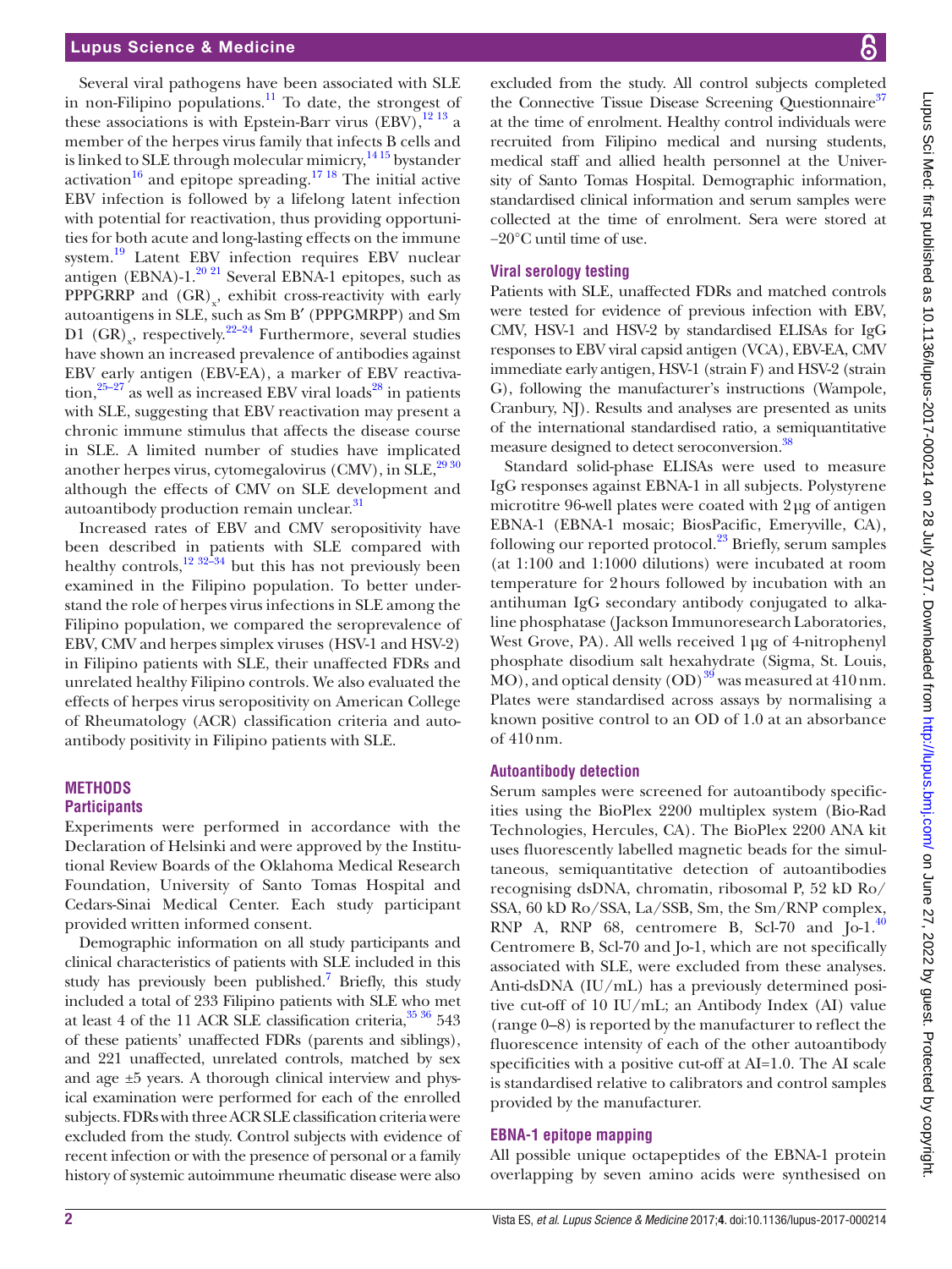Several viral pathogens have been associated with SLE in non-Filipino populations.[11] To date, the strongest of these associations is with Epstein-Barr virus (EBV),[12 13] a member of the herpes virus family that infects B cells and is linked to SLE through molecular mimicry,[14 15] bystander activation[16] and epitope spreading.[17 18] The initial active EBV infection is followed by a lifelong latent infection with potential for reactivation, thus providing opportunities for both acute and long-lasting effects on the immune system.[19] Latent EBV infection requires EBV nuclear antigen (EBNA)-1.[20 21] Several EBNA-1 epitopes, such as PPPGRRP and $(GR)_x$, exhibit cross-reactivity with early autoantigens in SLE, such as Sm B′ (PPPGMRPP) and Sm D1 $(GR)_x$, respectively.[22–24] Furthermore, several studies have shown an increased prevalence of antibodies against EBV early antigen (EBV-EA), a marker of EBV reactivation,[25–27] as well as increased EBV viral loads[28] in patients with SLE, suggesting that EBV reactivation may present a chronic immune stimulus that affects the disease course in SLE. A limited number of studies have implicated another herpes virus, cytomegalovirus (CMV), in SLE,[29 30] although the effects of CMV on SLE development and autoantibody production remain unclear.[31]

Increased rates of EBV and CMV seropositivity have been described in patients with SLE compared with healthy controls,[12 32–34] but this has not previously been examined in the Filipino population. To better understand the role of herpes virus infections in SLE among the Filipino population, we compared the seroprevalence of EBV, CMV and herpes simplex viruses (HSV-1 and HSV-2) in Filipino patients with SLE, their unaffected FDRs and unrelated healthy Filipino controls. We also evaluated the effects of herpes virus seropositivity on American College of Rheumatology (ACR) classification criteria and autoantibody positivity in Filipino patients with SLE.

## METHODS

### Participants

Experiments were performed in accordance with the Declaration of Helsinki and were approved by the Institutional Review Boards of the Oklahoma Medical Research Foundation, University of Santo Tomas Hospital and Cedars-Sinai Medical Center. Each study participant provided written informed consent.

Demographic information on all study participants and clinical characteristics of patients with SLE included in this study has previously been published.[7] Briefly, this study included a total of 233 Filipino patients with SLE who met at least 4 of the 11 ACR SLE classification criteria,[35 36] 543 of these patients' unaffected FDRs (parents and siblings), and 221 unaffected, unrelated controls, matched by sex and age ±5 years. A thorough clinical interview and physical examination were performed for each of the enrolled subjects. FDRs with three ACR SLE classification criteria were excluded from the study. Control subjects with evidence of recent infection or with the presence of personal or a family history of systemic autoimmune rheumatic disease were also excluded from the study. All control subjects completed the Connective Tissue Disease Screening Questionnaire[37] at the time of enrolment. Healthy control individuals were recruited from Filipino medical and nursing students, medical staff and allied health personnel at the University of Santo Tomas Hospital. Demographic information, standardised clinical information and serum samples were collected at the time of enrolment. Sera were stored at −20°C until time of use.

### Viral serology testing

Patients with SLE, unaffected FDRs and matched controls were tested for evidence of previous infection with EBV, CMV, HSV-1 and HSV-2 by standardised ELISAs for IgG responses to EBV viral capsid antigen (VCA), EBV-EA, CMV immediate early antigen, HSV-1 (strain F) and HSV-2 (strain G), following the manufacturer's instructions (Wampole, Cranbury, NJ). Results and analyses are presented as units of the international standardised ratio, a semiquantitative measure designed to detect seroconversion.[38]

Standard solid-phase ELISAs were used to measure IgG responses against EBNA-1 in all subjects. Polystyrene microtitre 96-well plates were coated with 2 µg of antigen EBNA-1 (EBNA-1 mosaic; BiosPacific, Emeryville, CA), following our reported protocol.[23] Briefly, serum samples (at 1:100 and 1:1000 dilutions) were incubated at room temperature for 2 hours followed by incubation with an antihuman IgG secondary antibody conjugated to alkaline phosphatase (Jackson Immunoresearch Laboratories, West Grove, PA). All wells received 1 µg of 4-nitrophenyl phosphate disodium salt hexahydrate (Sigma, St. Louis, MO), and optical density (OD)[39] was measured at 410 nm. Plates were standardised across assays by normalising a known positive control to an OD of 1.0 at an absorbance of 410 nm.

### Autoantibody detection

Serum samples were screened for autoantibody specificities using the BioPlex 2200 multiplex system (Bio-Rad Technologies, Hercules, CA). The BioPlex 2200 ANA kit uses fluorescently labelled magnetic beads for the simultaneous, semiquantitative detection of autoantibodies recognising dsDNA, chromatin, ribosomal P, 52 kD Ro/SSA, 60 kD Ro/SSA, La/SSB, Sm, the Sm/RNP complex, RNP A, RNP 68, centromere B, Scl-70 and Jo-1.[40] Centromere B, Scl-70 and Jo-1, which are not specifically associated with SLE, were excluded from these analyses. Anti-dsDNA (IU/mL) has a previously determined positive cut-off of 10 IU/mL; an Antibody Index (AI) value (range 0–8) is reported by the manufacturer to reflect the fluorescence intensity of each of the other autoantibody specificities with a positive cut-off at AI=1.0. The AI scale is standardised relative to calibrators and control samples provided by the manufacturer.

### EBNA-1 epitope mapping

All possible unique octapeptides of the EBNA-1 protein overlapping by seven amino acids were synthesised on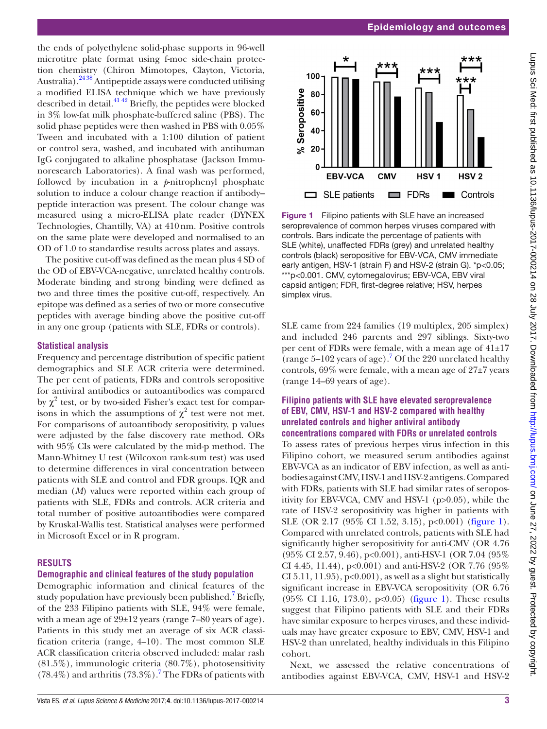the ends of polyethylene solid-phase supports in 96-well microtitre plate format using f-moc side-chain protection chemistry (Chiron Mimotopes, Clayton, Victoria, Australia).[24 38] Antipeptide assays were conducted utilising a modified ELISA technique which we have previously described in detail.[41 42] Briefly, the peptides were blocked in 3% low-fat milk phosphate-buffered saline (PBS). The solid phase peptides were then washed in PBS with 0.05% Tween and incubated with a 1:100 dilution of patient or control sera, washed, and incubated with antihuman IgG conjugated to alkaline phosphatase (Jackson Immunoresearch Laboratories). A final wash was performed, followed by incubation in a *p*-nitrophenyl phosphate solution to induce a colour change reaction if antibody–peptide interaction was present. The colour change was measured using a micro-ELISA plate reader (DYNEX Technologies, Chantilly, VA) at 410 nm. Positive controls on the same plate were developed and normalised to an OD of 1.0 to standardise results across plates and assays.

The positive cut-off was defined as the mean plus 4 SD of the OD of EBV-VCA-negative, unrelated healthy controls. Moderate binding and strong binding were defined as two and three times the positive cut-off, respectively. An epitope was defined as a series of two or more consecutive peptides with average binding above the positive cut-off in any one group (patients with SLE, FDRs or controls).

### Statistical analysis

Frequency and percentage distribution of specific patient demographics and SLE ACR criteria were determined. The per cent of patients, FDRs and controls seropositive for antiviral antibodies or autoantibodies was compared by $\chi^2$ test, or by two-sided Fisher's exact test for comparisons in which the assumptions of $\chi^2$ test were not met. For comparisons of autoantibody seropositivity, p values were adjusted by the false discovery rate method. ORs with 95% CIs were calculated by the mid-p method. The Mann-Whitney U test (Wilcoxon rank-sum test) was used to determine differences in viral concentration between patients with SLE and control and FDR groups. IQR and median (*M*) values were reported within each group of patients with SLE, FDRs and controls. ACR criteria and total number of positive autoantibodies were compared by Kruskal-Wallis test. Statistical analyses were performed in Microsoft Excel or in R program.

## RESULTS

### Demographic and clinical features of the study population

Demographic information and clinical features of the study population have previously been published.[7] Briefly, of the 233 Filipino patients with SLE, 94% were female, with a mean age of 29±12 years (range 7–80 years of age). Patients in this study met an average of six ACR classification criteria (range, 4–10). The most common SLE ACR classification criteria observed included: malar rash (81.5%), immunologic criteria (80.7%), photosensitivity (78.4%) and arthritis (73.3%).[7] The FDRs of patients with SLE came from 224 families (19 multiplex, 205 simplex) and included 246 parents and 297 siblings. Sixty-two per cent of FDRs were female, with a mean age of 41±17 (range 5–102 years of age).[7] Of the 220 unrelated healthy controls, 69% were female, with a mean age of 27±7 years (range 14–69 years of age).

Figure 1 Filipino patients with SLE have an increased seroprevalence of common herpes viruses compared with controls. Bars indicate the percentage of patients with SLE (white), unaffected FDRs (grey) and unrelated healthy controls (black) seropositive for EBV-VCA, CMV immediate early antigen, HSV-1 (strain F) and HSV-2 (strain G). *p<0.05; ***p<0.001. CMV, cytomegalovirus; EBV-VCA, EBV viral capsid antigen; FDR, first-degree relative; HSV, herpes simplex virus.

### Filipino patients with SLE have elevated seroprevalence of EBV, CMV, HSV-1 and HSV-2 compared with healthy unrelated controls and higher antiviral antibody concentrations compared with FDRs or unrelated controls

To assess rates of previous herpes virus infection in this Filipino cohort, we measured serum antibodies against EBV-VCA as an indicator of EBV infection, as well as antibodies against CMV, HSV-1 and HSV-2 antigens. Compared with FDRs, patients with SLE had similar rates of seropositivity for EBV-VCA, CMV and HSV-1 (p>0.05), while the rate of HSV-2 seropositivity was higher in patients with SLE (OR 2.17 (95% CI 1.52, 3.15), p<0.001) (figure 1). Compared with unrelated controls, patients with SLE had significantly higher seropositivity for anti-CMV (OR 4.76 (95% CI 2.57, 9.46), p<0.001), anti-HSV-1 (OR 7.04 (95% CI 4.45, 11.44), p<0.001) and anti-HSV-2 (OR 7.76 (95% CI 5.11, 11.95), p<0.001), as well as a slight but statistically significant increase in EBV-VCA seropositivity (OR 6.76 (95% CI 1.16, 173.0), p<0.05) (figure 1). These results suggest that Filipino patients with SLE and their FDRs have similar exposure to herpes viruses, and these individuals may have greater exposure to EBV, CMV, HSV-1 and HSV-2 than unrelated, healthy individuals in this Filipino cohort.

Next, we assessed the relative concentrations of antibodies against EBV-VCA, CMV, HSV-1 and HSV-2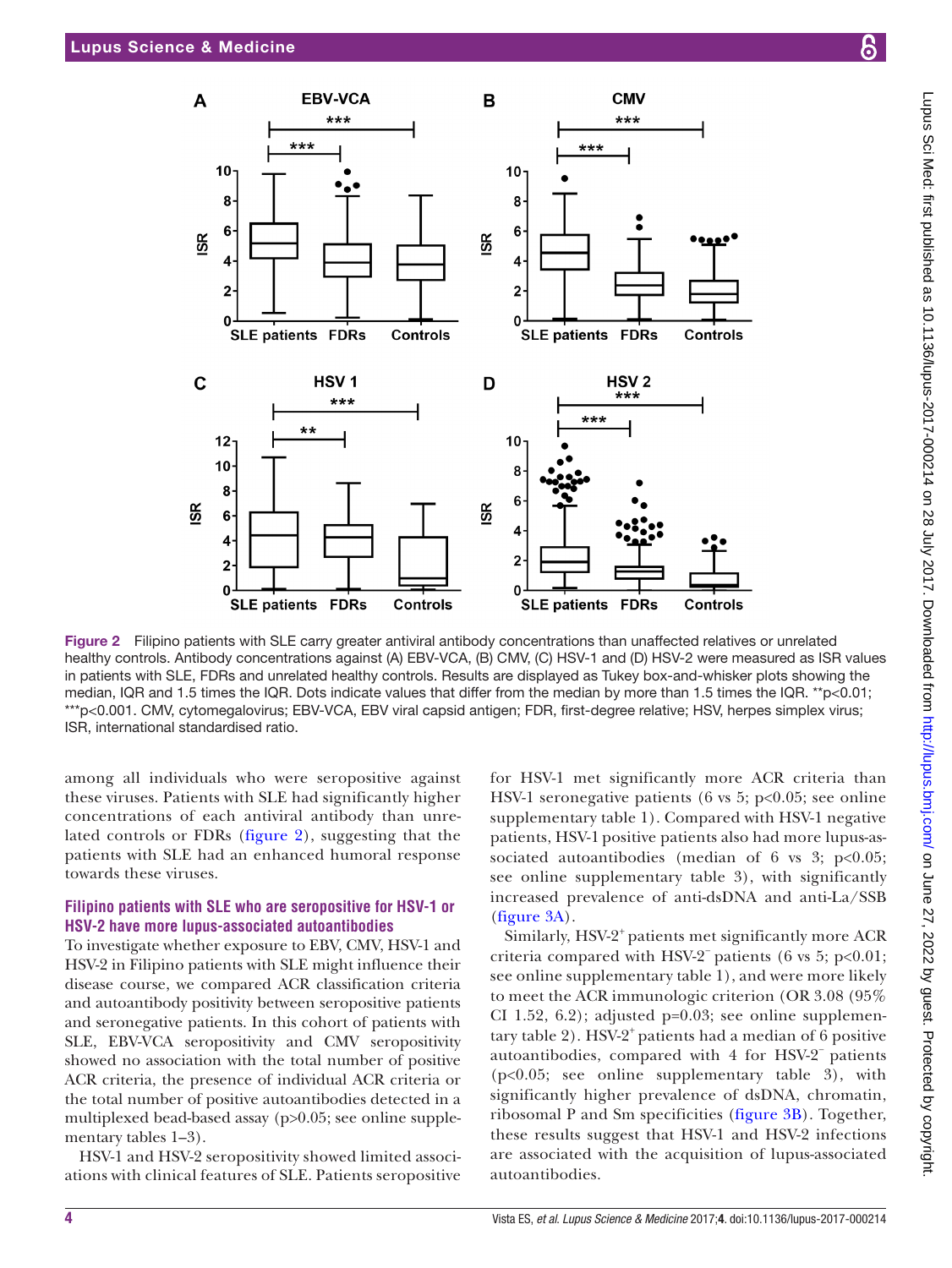Figure 2 Filipino patients with SLE carry greater antiviral antibody concentrations than unaffected relatives or unrelated healthy controls. Antibody concentrations against (A) EBV-VCA, (B) CMV, (C) HSV-1 and (D) HSV-2 were measured as ISR values in patients with SLE, FDRs and unrelated healthy controls. Results are displayed as Tukey box-and-whisker plots showing the median, IQR and 1.5 times the IQR. Dots indicate values that differ from the median by more than 1.5 times the IQR. **p<0.01; ***p<0.001. CMV, cytomegalovirus; EBV-VCA, EBV viral capsid antigen; FDR, first-degree relative; HSV, herpes simplex virus; ISR, international standardised ratio.

among all individuals who were seropositive against these viruses. Patients with SLE had significantly higher concentrations of each antiviral antibody than unrelated controls or FDRs (figure 2), suggesting that the patients with SLE had an enhanced humoral response towards these viruses.

### Filipino patients with SLE who are seropositive for HSV-1 or HSV-2 have more lupus-associated autoantibodies

To investigate whether exposure to EBV, CMV, HSV-1 and HSV-2 in Filipino patients with SLE might influence their disease course, we compared ACR classification criteria and autoantibody positivity between seropositive patients and seronegative patients. In this cohort of patients with SLE, EBV-VCA seropositivity and CMV seropositivity showed no association with the total number of positive ACR criteria, the presence of individual ACR criteria or the total number of positive autoantibodies detected in a multiplexed bead-based assay (p>0.05; see online supplementary tables 1–3).

HSV-1 and HSV-2 seropositivity showed limited associations with clinical features of SLE. Patients seropositive for HSV-1 met significantly more ACR criteria than HSV-1 seronegative patients (6 vs 5; p<0.05; see online supplementary table 1). Compared with HSV-1 negative patients, HSV-1 positive patients also had more lupus-associated autoantibodies (median of 6 vs 3; p<0.05; see online supplementary table 3), with significantly increased prevalence of anti-dsDNA and anti-La/SSB (figure 3A).

Similarly, HSV-2$^{+}$ patients met significantly more ACR criteria compared with HSV-2$^{-}$ patients (6 vs 5; p<0.01; see online supplementary table 1), and were more likely to meet the ACR immunologic criterion (OR 3.08 (95% CI 1.52, 6.2); adjusted p=0.03; see online supplementary table 2). HSV-2$^{+}$ patients had a median of 6 positive autoantibodies, compared with 4 for HSV-2$^{-}$ patients (p<0.05; see online supplementary table 3), with significantly higher prevalence of dsDNA, chromatin, ribosomal P and Sm specificities (figure 3B). Together, these results suggest that HSV-1 and HSV-2 infections are associated with the acquisition of lupus-associated autoantibodies.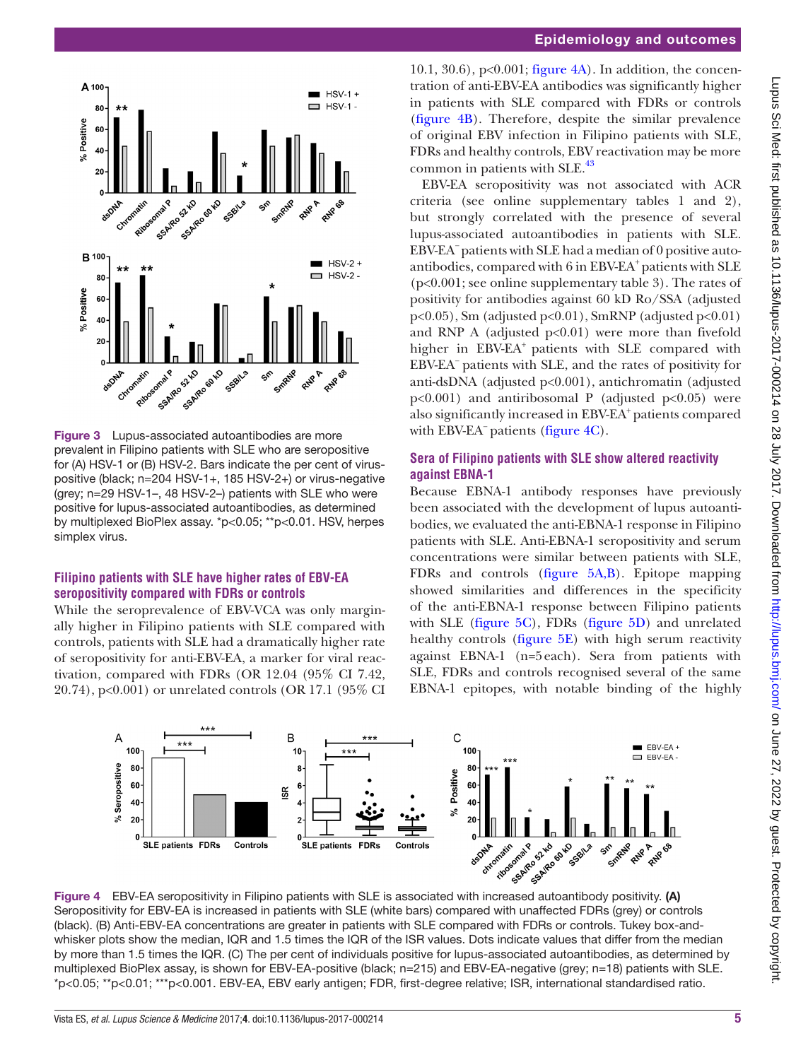Figure 3 Lupus-associated autoantibodies are more prevalent in Filipino patients with SLE who are seropositive for (A) HSV-1 or (B) HSV-2. Bars indicate the per cent of virus-positive (black; n=204 HSV-1+, 185 HSV-2+) or virus-negative (grey; n=29 HSV-1–, 48 HSV-2–) patients with SLE who were positive for lupus-associated autoantibodies, as determined by multiplexed BioPlex assay. *p<0.05; **p<0.01. HSV, herpes simplex virus.

## Filipino patients with SLE have higher rates of EBV-EA seropositivity compared with FDRs or controls

While the seroprevalence of EBV-VCA was only marginally higher in Filipino patients with SLE compared with controls, patients with SLE had a dramatically higher rate of seropositivity for anti-EBV-EA, a marker for viral reactivation, compared with FDRs (OR 12.04 (95% CI 7.42, 20.74), p<0.001) or unrelated controls (OR 17.1 (95% CI 10.1, 30.6), p<0.001; figure 4A). In addition, the concentration of anti-EBV-EA antibodies was significantly higher in patients with SLE compared with FDRs or controls (figure 4B). Therefore, despite the similar prevalence of original EBV infection in Filipino patients with SLE, FDRs and healthy controls, EBV reactivation may be more common in patients with SLE.[43]

EBV-EA seropositivity was not associated with ACR criteria (see online supplementary tables 1 and 2), but strongly correlated with the presence of several lupus-associated autoantibodies in patients with SLE. EBV-EA⁻ patients with SLE had a median of 0 positive autoantibodies, compared with 6 in EBV-EA⁺ patients with SLE (p<0.001; see online supplementary table 3). The rates of positivity for antibodies against 60 kD Ro/SSA (adjusted p<0.05), Sm (adjusted p<0.01), SmRNP (adjusted p<0.01) and RNP A (adjusted p<0.01) were more than fivefold higher in EBV-EA⁺ patients with SLE compared with EBV-EA⁻ patients with SLE, and the rates of positivity for anti-dsDNA (adjusted p<0.001), antichromatin (adjusted p<0.001) and antiribosomal P (adjusted p<0.05) were also significantly increased in EBV-EA⁺ patients compared with EBV-EA⁻ patients (figure 4C).

## Sera of Filipino patients with SLE show altered reactivity against EBNA-1

Because EBNA-1 antibody responses have previously been associated with the development of lupus autoantibodies, we evaluated the anti-EBNA-1 response in Filipino patients with SLE. Anti-EBNA-1 seropositivity and serum concentrations were similar between patients with SLE, FDRs and controls (figure 5A,B). Epitope mapping showed similarities and differences in the specificity of the anti-EBNA-1 response between Filipino patients with SLE (figure 5C), FDRs (figure 5D) and unrelated healthy controls (figure 5E) with high serum reactivity against EBNA-1 (n=5 each). Sera from patients with SLE, FDRs and controls recognised several of the same EBNA-1 epitopes, with notable binding of the highly

Figure 4 EBV-EA seropositivity in Filipino patients with SLE is associated with increased autoantibody positivity. **(A)** Seropositivity for EBV-EA is increased in patients with SLE (white bars) compared with unaffected FDRs (grey) or controls (black). (B) Anti-EBV-EA concentrations are greater in patients with SLE compared with FDRs or controls. Tukey box-and-whisker plots show the median, IQR and 1.5 times the IQR of the ISR values. Dots indicate values that differ from the median by more than 1.5 times the IQR. (C) The per cent of individuals positive for lupus-associated autoantibodies, as determined by multiplexed BioPlex assay, is shown for EBV-EA-positive (black; n=215) and EBV-EA-negative (grey; n=18) patients with SLE. *p<0.05; **p<0.01; ***p<0.001. EBV-EA, EBV early antigen; FDR, first-degree relative; ISR, international standardised ratio.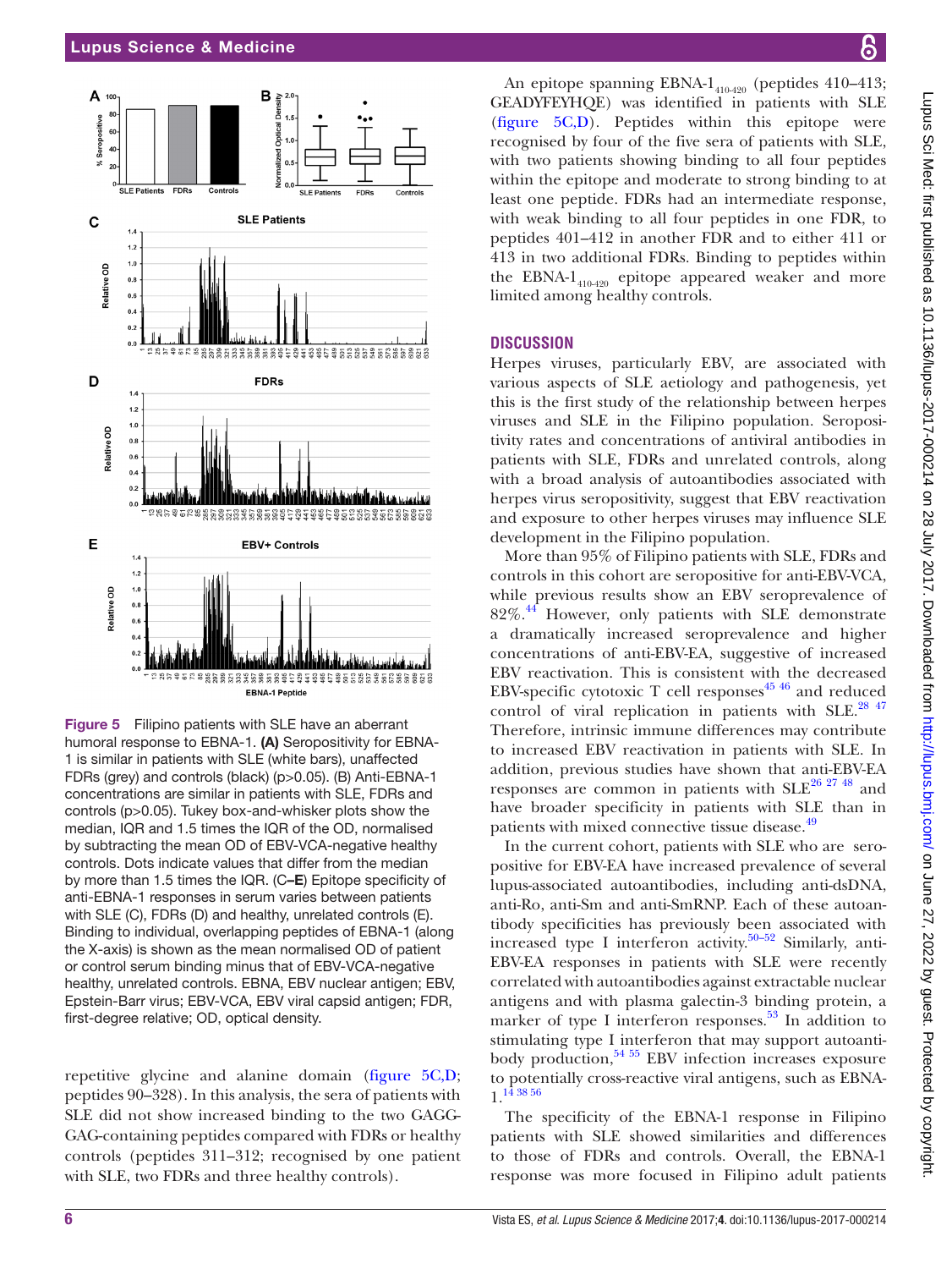Figure 5 Filipino patients with SLE have an aberrant humoral response to EBNA-1. **(A)** Seropositivity for EBNA-1 is similar in patients with SLE (white bars), unaffected FDRs (grey) and controls (black) (p>0.05). (B) Anti-EBNA-1 concentrations are similar in patients with SLE, FDRs and controls (p>0.05). Tukey box-and-whisker plots show the median, IQR and 1.5 times the IQR of the OD, normalised by subtracting the mean OD of EBV-VCA-negative healthy controls. Dots indicate values that differ from the median by more than 1.5 times the IQR. (**C–E**) Epitope specificity of anti-EBNA-1 responses in serum varies between patients with SLE (C), FDRs (D) and healthy, unrelated controls (E). Binding to individual, overlapping peptides of EBNA-1 (along the X-axis) is shown as the mean normalised OD of patient or control serum binding minus that of EBV-VCA-negative healthy, unrelated controls. EBNA, EBV nuclear antigen; EBV, Epstein-Barr virus; EBV-VCA, EBV viral capsid antigen; FDR, first-degree relative; OD, optical density.

repetitive glycine and alanine domain (figure 5C,D; peptides 90–328). In this analysis, the sera of patients with SLE did not show increased binding to the two GAGGGAG-containing peptides compared with FDRs or healthy controls (peptides 311–312; recognised by one patient with SLE, two FDRs and three healthy controls).

An epitope spanning EBNA-$1_{410-420}$ (peptides 410–413; GEADYFEYHQE) was identified in patients with SLE (figure 5C,D). Peptides within this epitope were recognised by four of the five sera of patients with SLE, with two patients showing binding to all four peptides within the epitope and moderate to strong binding to at least one peptide. FDRs had an intermediate response, with weak binding to all four peptides in one FDR, to peptides 401–412 in another FDR and to either 411 or 413 in two additional FDRs. Binding to peptides within the EBNA-$1_{410-420}$ epitope appeared weaker and more limited among healthy controls.

## DISCUSSION

Herpes viruses, particularly EBV, are associated with various aspects of SLE aetiology and pathogenesis, yet this is the first study of the relationship between herpes viruses and SLE in the Filipino population. Seropositivity rates and concentrations of antiviral antibodies in patients with SLE, FDRs and unrelated controls, along with a broad analysis of autoantibodies associated with herpes virus seropositivity, suggest that EBV reactivation and exposure to other herpes viruses may influence SLE development in the Filipino population.

More than 95% of Filipino patients with SLE, FDRs and controls in this cohort are seropositive for anti-EBV-VCA, while previous results show an EBV seroprevalence of 82%.[44] However, only patients with SLE demonstrate a dramatically increased seroprevalence and higher concentrations of anti-EBV-EA, suggestive of increased EBV reactivation. This is consistent with the decreased EBV-specific cytotoxic T cell responses[45 46] and reduced control of viral replication in patients with SLE.[28 47] Therefore, intrinsic immune differences may contribute to increased EBV reactivation in patients with SLE. In addition, previous studies have shown that anti-EBV-EA responses are common in patients with SLE[26 27 48] and have broader specificity in patients with SLE than in patients with mixed connective tissue disease.[49]

In the current cohort, patients with SLE who are seropositive for EBV-EA have increased prevalence of several lupus-associated autoantibodies, including anti-dsDNA, anti-Ro, anti-Sm and anti-SmRNP. Each of these autoantibody specificities has previously been associated with increased type I interferon activity.[50–52] Similarly, anti-EBV-EA responses in patients with SLE were recently correlated with autoantibodies against extractable nuclear antigens and with plasma galectin-3 binding protein, a marker of type I interferon responses.[53] In addition to stimulating type I interferon that may support autoantibody production,[54 55] EBV infection increases exposure to potentially cross-reactive viral antigens, such as EBNA-1.[14 38 56]

The specificity of the EBNA-1 response in Filipino patients with SLE showed similarities and differences to those of FDRs and controls. Overall, the EBNA-1 response was more focused in Filipino adult patients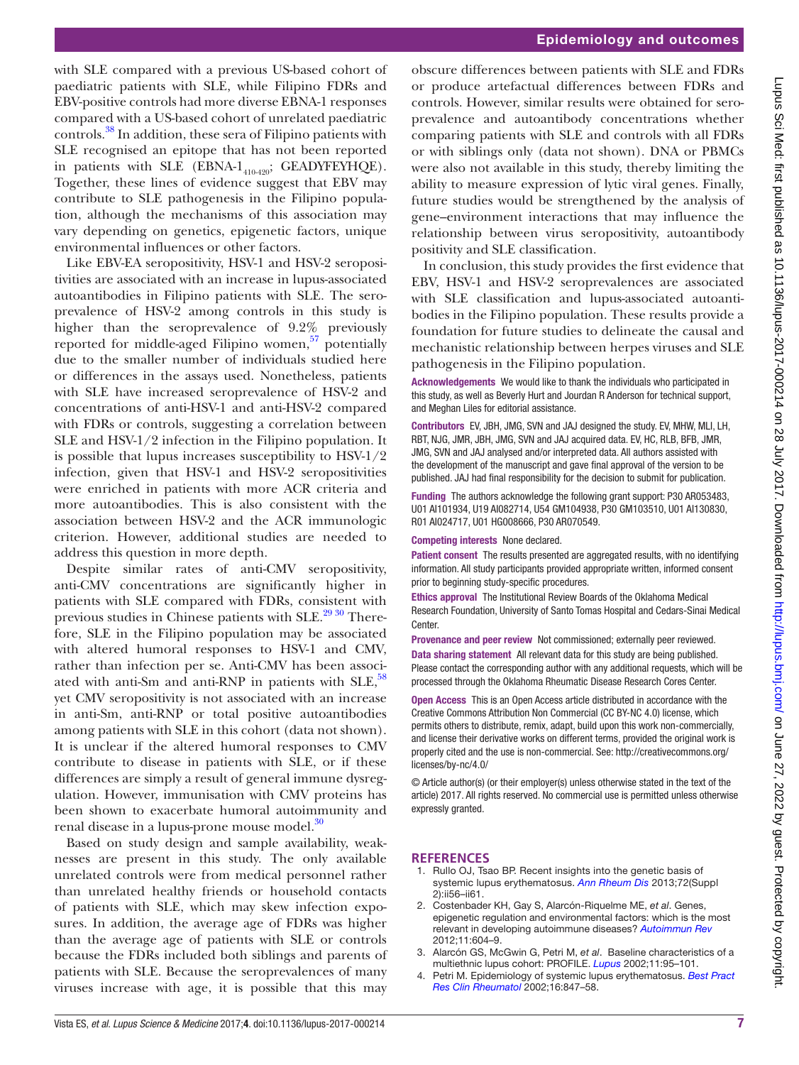with SLE compared with a previous US-based cohort of paediatric patients with SLE, while Filipino FDRs and EBV-positive controls had more diverse EBNA-1 responses compared with a US-based cohort of unrelated paediatric controls.[38] In addition, these sera of Filipino patients with SLE recognised an epitope that has not been reported in patients with SLE (EBNA-$1_{410-420}$; GEADYFEYHQE). Together, these lines of evidence suggest that EBV may contribute to SLE pathogenesis in the Filipino population, although the mechanisms of this association may vary depending on genetics, epigenetic factors, unique environmental influences or other factors.

Like EBV-EA seropositivity, HSV-1 and HSV-2 seropositivities are associated with an increase in lupus-associated autoantibodies in Filipino patients with SLE. The seroprevalence of HSV-2 among controls in this study is higher than the seroprevalence of 9.2% previously reported for middle-aged Filipino women,[57] potentially due to the smaller number of individuals studied here or differences in the assays used. Nonetheless, patients with SLE have increased seroprevalence of HSV-2 and concentrations of anti-HSV-1 and anti-HSV-2 compared with FDRs or controls, suggesting a correlation between SLE and HSV-1/2 infection in the Filipino population. It is possible that lupus increases susceptibility to HSV-1/2 infection, given that HSV-1 and HSV-2 seropositivities were enriched in patients with more ACR criteria and more autoantibodies. This is also consistent with the association between HSV-2 and the ACR immunologic criterion. However, additional studies are needed to address this question in more depth.

Despite similar rates of anti-CMV seropositivity, anti-CMV concentrations are significantly higher in patients with SLE compared with FDRs, consistent with previous studies in Chinese patients with SLE.[29 30] Therefore, SLE in the Filipino population may be associated with altered humoral responses to HSV-1 and CMV, rather than infection per se. Anti-CMV has been associated with anti-Sm and anti-RNP in patients with SLE,[58] yet CMV seropositivity is not associated with an increase in anti-Sm, anti-RNP or total positive autoantibodies among patients with SLE in this cohort (data not shown). It is unclear if the altered humoral responses to CMV contribute to disease in patients with SLE, or if these differences are simply a result of general immune dysregulation. However, immunisation with CMV proteins has been shown to exacerbate humoral autoimmunity and renal disease in a lupus-prone mouse model.[30]

Based on study design and sample availability, weaknesses are present in this study. The only available unrelated controls were from medical personnel rather than unrelated healthy friends or household contacts of patients with SLE, which may skew infection exposures. In addition, the average age of FDRs was higher than the average age of patients with SLE or controls because the FDRs included both siblings and parents of patients with SLE. Because the seroprevalences of many viruses increase with age, it is possible that this may obscure differences between patients with SLE and FDRs or produce artefactual differences between FDRs and controls. However, similar results were obtained for seroprevalence and autoantibody concentrations whether comparing patients with SLE and controls with all FDRs or with siblings only (data not shown). DNA or PBMCs were also not available in this study, thereby limiting the ability to measure expression of lytic viral genes. Finally, future studies would be strengthened by the analysis of gene–environment interactions that may influence the relationship between virus seropositivity, autoantibody positivity and SLE classification.

In conclusion, this study provides the first evidence that EBV, HSV-1 and HSV-2 seroprevalences are associated with SLE classification and lupus-associated autoantibodies in the Filipino population. These results provide a foundation for future studies to delineate the causal and mechanistic relationship between herpes viruses and SLE pathogenesis in the Filipino population.

**Acknowledgements** We would like to thank the individuals who participated in this study, as well as Beverly Hurt and Jourdan R Anderson for technical support, and Meghan Liles for editorial assistance.

**Contributors** EV, JBH, JMG, SVN and JAJ designed the study. EV, MHW, MLI, LH, RBT, NJG, JMR, JBH, JMG, SVN and JAJ acquired data. EV, HC, RLB, BFB, JMR, JMG, SVN and JAJ analysed and/or interpreted data. All authors assisted with the development of the manuscript and gave final approval of the version to be published. JAJ had final responsibility for the decision to submit for publication.

**Funding** The authors acknowledge the following grant support: P30 AR053483, U01 AI101934, U19 AI082714, U54 GM104938, P30 GM103510, U01 AI130830, R01 AI024717, U01 HG008666, P30 AR070549.

**Competing interests** None declared.

**Patient consent** The results presented are aggregated results, with no identifying information. All study participants provided appropriate written, informed consent prior to beginning study-specific procedures.

**Ethics approval** The Institutional Review Boards of the Oklahoma Medical Research Foundation, University of Santo Tomas Hospital and Cedars-Sinai Medical Center.

**Provenance and peer review** Not commissioned; externally peer reviewed.

**Data sharing statement** All relevant data for this study are being published. Please contact the corresponding author with any additional requests, which will be processed through the Oklahoma Rheumatic Disease Research Cores Center.

**Open Access** This is an Open Access article distributed in accordance with the Creative Commons Attribution Non Commercial (CC BY-NC 4.0) license, which permits others to distribute, remix, adapt, build upon this work non-commercially, and license their derivative works on different terms, provided the original work is properly cited and the use is non-commercial. See: http://creativecommons.org/licenses/by-nc/4.0/

© Article author(s) (or their employer(s) unless otherwise stated in the text of the article) 2017. All rights reserved. No commercial use is permitted unless otherwise expressly granted.

## REFERENCES

1. Rullo OJ, Tsao BP. Recent insights into the genetic basis of systemic lupus erythematosus. *Ann Rheum Dis* 2013;72(Suppl 2):ii56–ii61.
2. Costenbader KH, Gay S, Alarcón-Riquelme ME, *et al*. Genes, epigenetic regulation and environmental factors: which is the most relevant in developing autoimmune diseases? *Autoimmun Rev* 2012;11:604–9.
3. Alarcón GS, McGwin G, Petri M, *et al*. Baseline characteristics of a multiethnic lupus cohort: PROFILE. *Lupus* 2002;11:95–101.
4. Petri M. Epidemiology of systemic lupus erythematosus. *Best Pract Res Clin Rheumatol* 2002;16:847–58.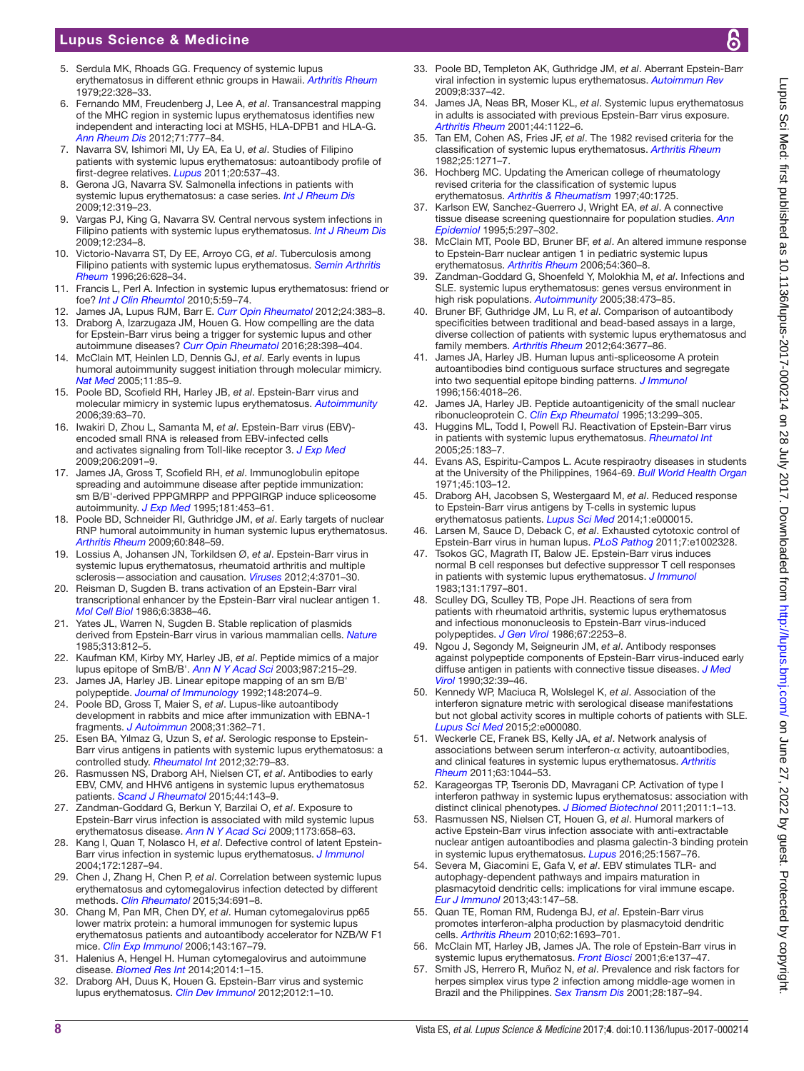5. Serdula MK, Rhoads GG. Frequency of systemic lupus erythematosus in different ethnic groups in Hawaii. *Arthritis Rheum* 1979;22:328–33.
6. Fernando MM, Freudenberg J, Lee A, *et al*. Transancestral mapping of the MHC region in systemic lupus erythematosus identifies new independent and interacting loci at MSH5, HLA-DPB1 and HLA-G. *Ann Rheum Dis* 2012;71:777–84.
7. Navarra SV, Ishimori MI, Uy EA, Ea U, *et al*. Studies of Filipino patients with systemic lupus erythematosus: autoantibody profile of first-degree relatives. *Lupus* 2011;20:537–43.
8. Gerona JG, Navarra SV. Salmonella infections in patients with systemic lupus erythematosus: a case series. *Int J Rheum Dis* 2009;12:319–23.
9. Vargas PJ, King G, Navarra SV. Central nervous system infections in Filipino patients with systemic lupus erythematosus. *Int J Rheum Dis* 2009;12:234–8.
10. Victorio-Navarra ST, Dy EE, Arroyo CG, *et al*. Tuberculosis among Filipino patients with systemic lupus erythematosus. *Semin Arthritis Rheum* 1996;26:628–34.
11. Francis L, Perl A. Infection in systemic lupus erythematosus: friend or foe? *Int J Clin Rheumtol* 2010;5:59–74.
12. James JA, Lupus RJM, Barr E. *Curr Opin Rheumatol* 2012;24:383–8.
13. Draborg A, Izarzugaza JM, Houen G. How compelling are the data for Epstein-Barr virus being a trigger for systemic lupus and other autoimmune diseases? *Curr Opin Rheumatol* 2016;28:398–404.
14. McClain MT, Heinlen LD, Dennis GJ, *et al*. Early events in lupus humoral autoimmunity suggest initiation through molecular mimicry. *Nat Med* 2005;11:85–9.
15. Poole BD, Scofield RH, Harley JB, *et al*. Epstein-Barr virus and molecular mimicry in systemic lupus erythematosus. *Autoimmunity* 2006;39:63–70.
16. Iwakiri D, Zhou L, Samanta M, *et al*. Epstein-Barr virus (EBV)-encoded small RNA is released from EBV-infected cells and activates signaling from Toll-like receptor 3. *J Exp Med* 2009;206:2091–9.
17. James JA, Gross T, Scofield RH, *et al*. Immunoglobulin epitope spreading and autoimmune disease after peptide immunization: sm B/B'-derived PPPGMRPP and PPPGIRGP induce spliceosome autoimmunity. *J Exp Med* 1995;181:453–61.
18. Poole BD, Schneider RI, Guthridge JM, *et al*. Early targets of nuclear RNP humoral autoimmunity in human systemic lupus erythematosus. *Arthritis Rheum* 2009;60:848–59.
19. Lossius A, Johansen JN, Torkildsen Ø, *et al*. Epstein-Barr virus in systemic lupus erythematosus, rheumatoid arthritis and multiple sclerosis—association and causation. *Viruses* 2012;4:3701–30.
20. Reisman D, Sugden B. trans activation of an Epstein-Barr viral transcriptional enhancer by the Epstein-Barr viral nuclear antigen 1. *Mol Cell Biol* 1986;6:3838–46.
21. Yates JL, Warren N, Sugden B. Stable replication of plasmids derived from Epstein-Barr virus in various mammalian cells. *Nature* 1985;313:812–5.
22. Kaufman KM, Kirby MY, Harley JB, *et al*. Peptide mimics of a major lupus epitope of SmB/B'. *Ann N Y Acad Sci* 2003;987:215–29.
23. James JA, Harley JB. Linear epitope mapping of an sm B/B' polypeptide. *Journal of Immunology* 1992;148:2074–9.
24. Poole BD, Gross T, Maier S, *et al*. Lupus-like autoantibody development in rabbits and mice after immunization with EBNA-1 fragments. *J Autoimmun* 2008;31:362–71.
25. Esen BA, Yılmaz G, Uzun S, *et al*. Serologic response to Epstein-Barr virus antigens in patients with systemic lupus erythematosus: a controlled study. *Rheumatol Int* 2012;32:79–83.
26. Rasmussen NS, Draborg AH, Nielsen CT, *et al*. Antibodies to early EBV, CMV, and HHV6 antigens in systemic lupus erythematosus patients. *Scand J Rheumatol* 2015;44:143–9.
27. Zandman-Goddard G, Berkun Y, Barzilai O, *et al*. Exposure to Epstein-Barr virus infection is associated with mild systemic lupus erythematosus disease. *Ann N Y Acad Sci* 2009;1173:658–63.
28. Kang I, Quan T, Nolasco H, *et al*. Defective control of latent Epstein-Barr virus infection in systemic lupus erythematosus. *J Immunol* 2004;172:1287–94.
29. Chen J, Zhang H, Chen P, *et al*. Correlation between systemic lupus erythematosus and cytomegalovirus infection detected by different methods. *Clin Rheumatol* 2015;34:691–8.
30. Chang M, Pan MR, Chen DY, *et al*. Human cytomegalovirus pp65 lower matrix protein: a humoral immunogen for systemic lupus erythematosus patients and autoantibody accelerator for NZB/W F1 mice. *Clin Exp Immunol* 2006;143:167–79.
31. Halenius A, Hengel H. Human cytomegalovirus and autoimmune disease. *Biomed Res Int* 2014;2014:1–15.
32. Draborg AH, Duus K, Houen G. Epstein-Barr virus and systemic lupus erythematosus. *Clin Dev Immunol* 2012;2012:1–10.
33. Poole BD, Templeton AK, Guthridge JM, *et al*. Aberrant Epstein-Barr viral infection in systemic lupus erythematosus. *Autoimmun Rev* 2009;8:337–42.
34. James JA, Neas BR, Moser KL, *et al*. Systemic lupus erythematosus in adults is associated with previous Epstein-Barr virus exposure. *Arthritis Rheum* 2001;44:1122–6.
35. Tan EM, Cohen AS, Fries JF, *et al*. The 1982 revised criteria for the classification of systemic lupus erythematosus. *Arthritis Rheum* 1982;25:1271–7.
36. Hochberg MC. Updating the American college of rheumatology revised criteria for the classification of systemic lupus erythematosus. *Arthritis & Rheumatism* 1997;40:1725.
37. Karlson EW, Sanchez-Guerrero J, Wright EA, *et al*. A connective tissue disease screening questionnaire for population studies. *Ann Epidemiol* 1995;5:297–302.
38. McClain MT, Poole BD, Bruner BF, *et al*. An altered immune response to Epstein-Barr nuclear antigen 1 in pediatric systemic lupus erythematosus. *Arthritis Rheum* 2006;54:360–8.
39. Zandman-Goddard G, Shoenfeld Y, Molokhia M, *et al*. Infections and SLE. systemic lupus erythematosus: genes versus environment in high risk populations. *Autoimmunity* 2005;38:473–85.
40. Bruner BF, Guthridge JM, Lu R, *et al*. Comparison of autoantibody specificities between traditional and bead-based assays in a large, diverse collection of patients with systemic lupus erythematosus and family members. *Arthritis Rheum* 2012;64:3677–86.
41. James JA, Harley JB. Human lupus anti-spliceosome A protein autoantibodies bind contiguous surface structures and segregate into two sequential epitope binding patterns. *J Immunol* 1996;156:4018–26.
42. James JA, Harley JB. Peptide autoantigenicity of the small nuclear ribonucleoprotein C. *Clin Exp Rheumatol* 1995;13:299–305.
43. Huggins ML, Todd I, Powell RJ. Reactivation of Epstein-Barr virus in patients with systemic lupus erythematosus. *Rheumatol Int* 2005;25:183–7.
44. Evans AS, Espiritu-Campos L. Acute respiraotry diseases in students at the University of the Philippines, 1964-69. *Bull World Health Organ* 1971;45:103–12.
45. Draborg AH, Jacobsen S, Westergaard M, *et al*. Reduced response to Epstein-Barr virus antigens by T-cells in systemic lupus erythematosus patients. *Lupus Sci Med* 2014;1:e000015.
46. Larsen M, Sauce D, Deback C, *et al*. Exhausted cytotoxic control of Epstein-Barr virus in human lupus. *PLoS Pathog* 2011;7:e1002328.
47. Tsokos GC, Magrath IT, Balow JE. Epstein-Barr virus induces normal B cell responses but defective suppressor T cell responses in patients with systemic lupus erythematosus. *J Immunol* 1983;131:1797–801.
48. Sculley DG, Sculley TB, Pope JH. Reactions of sera from patients with rheumatoid arthritis, systemic lupus erythematosus and infectious mononucleosis to Epstein-Barr virus-induced polypeptides. *J Gen Virol* 1986;67:2253–8.
49. Ngou J, Segondy M, Seigneurin JM, *et al*. Antibody responses against polypeptide components of Epstein-Barr virus-induced early diffuse antigen in patients with connective tissue diseases. *J Med Virol* 1990;32:39–46.
50. Kennedy WP, Maciuca R, Wolslegel K, *et al*. Association of the interferon signature metric with serological disease manifestations but not global activity scores in multiple cohorts of patients with SLE. *Lupus Sci Med* 2015;2:e000080.
51. Weckerle CE, Franek BS, Kelly JA, *et al*. Network analysis of associations between serum interferon-α activity, autoantibodies, and clinical features in systemic lupus erythematosus. *Arthritis Rheum* 2011;63:1044–53.
52. Karageorgas TP, Tseronis DD, Mavragani CP. Activation of type I interferon pathway in systemic lupus erythematosus: association with distinct clinical phenotypes. *J Biomed Biotechnol* 2011;2011:1–13.
53. Rasmussen NS, Nielsen CT, Houen G, *et al*. Humoral markers of active Epstein-Barr virus infection associate with anti-extractable nuclear antigen autoantibodies and plasma galectin-3 binding protein in systemic lupus erythematosus. *Lupus* 2016;25:1567–76.
54. Severa M, Giacomini E, Gafa V, *et al*. EBV stimulates TLR- and autophagy-dependent pathways and impairs maturation in plasmacytoid dendritic cells: implications for viral immune escape. *Eur J Immunol* 2013;43:147–58.
55. Quan TE, Roman RM, Rudenga BJ, *et al*. Epstein-Barr virus promotes interferon-alpha production by plasmacytoid dendritic cells. *Arthritis Rheum* 2010;62:1693–701.
56. McClain MT, Harley JB, James JA. The role of Epstein-Barr virus in systemic lupus erythematosus. *Front Biosci* 2001;6:e137–47.
57. Smith JS, Herrero R, Muñoz N, *et al*. Prevalence and risk factors for herpes simplex virus type 2 infection among middle-age women in Brazil and the Philippines. *Sex Transm Dis* 2001;28:187–94.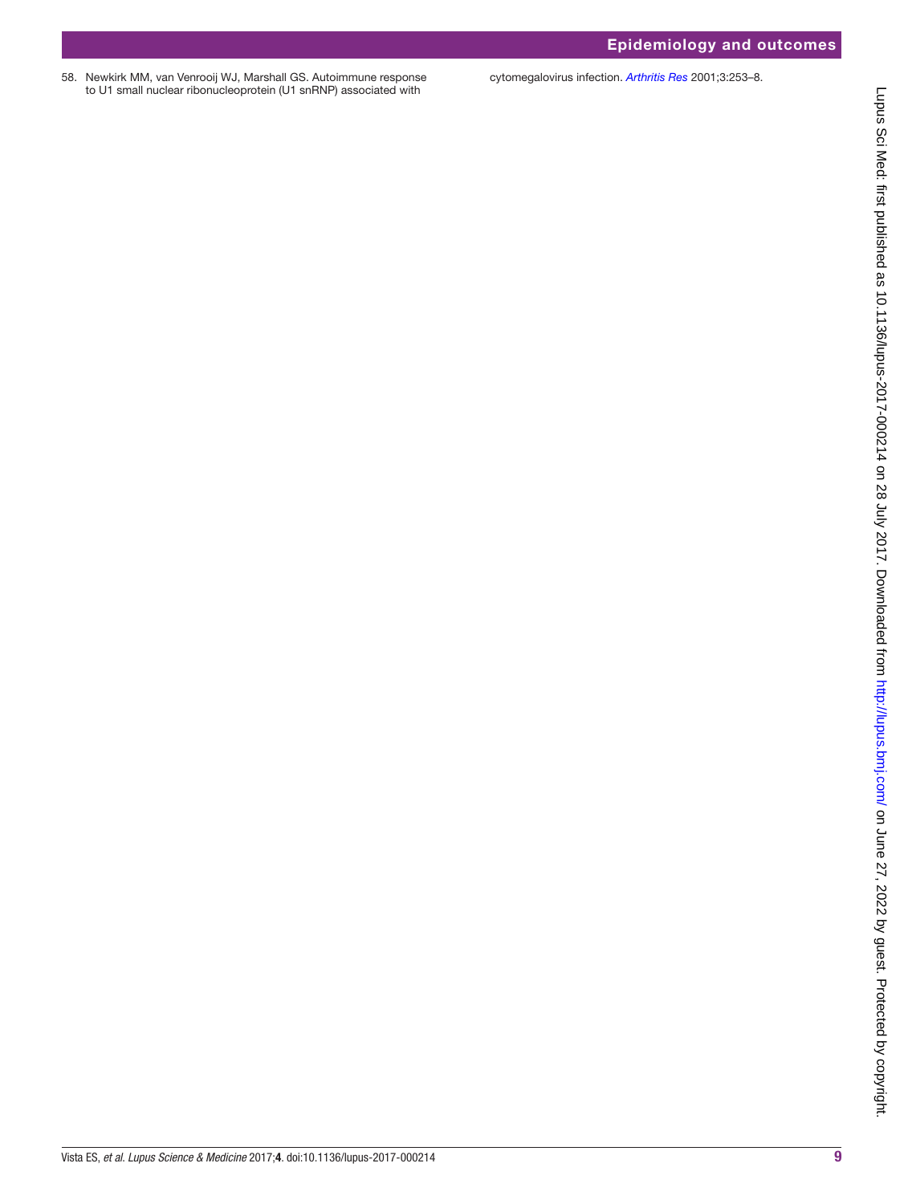58. Newkirk MM, van Venrooij WJ, Marshall GS. Autoimmune response to U1 small nuclear ribonucleoprotein (U1 snRNP) associated with cytomegalovirus infection. *Arthritis Res* 2001;3:253–8.